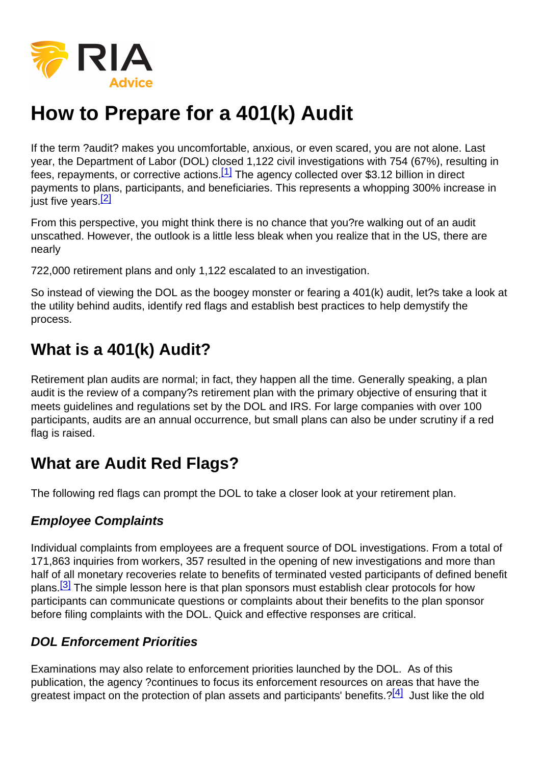# How to Prepare for a 401(k) Audit

If the term ?audit? makes you uncomfortable, anxious, or even scared, you are not alone. Last year, the Department of Labor (DOL) closed 1,122 civil investigations with 754 (67%), resulting in fees, repayments, or corrective actions.[1] The agency collected over $3.12 billion in direct payments to plans, participants, and beneficiaries. This represents a whopping 300% increase in just five years.[2]

From this perspective, you might think there is no chance that you?re walking out of an audit unscathed. However, the outlook is a little less bleak when you realize that in the US, there are nearly

722,000 retirement plans and only 1,122 escalated to an investigation.

So instead of viewing the DOL as the boogey monster or fearing a 401(k) audit, let?s take a look at the utility behind audits, identify red flags and establish best practices to help demystify the process.

## What is a 401(k) Audit?

Retirement plan audits are normal; in fact, they happen all the time. Generally speaking, a plan audit is the review of a company?s retirement plan with the primary objective of ensuring that it meets guidelines and regulations set by the DOL and IRS. For large companies with over 100 participants, audits are an annual occurrence, but small plans can also be under scrutiny if a red flag is raised.

## What are Audit Red Flags?

The following red flags can prompt the DOL to take a closer look at your retirement plan.

### *Employee Complaints*

Individual complaints from employees are a frequent source of DOL investigations. From a total of 171,863 inquiries from workers, 357 resulted in the opening of new investigations and more than half of all monetary recoveries relate to benefits of terminated vested participants of defined benefit plans.[3] The simple lesson here is that plan sponsors must establish clear protocols for how participants can communicate questions or complaints about their benefits to the plan sponsor before filing complaints with the DOL. Quick and effective responses are critical.

### *DOL Enforcement Priorities*

Examinations may also relate to enforcement priorities launched by the DOL. As of this publication, the agency ?continues to focus its enforcement resources on areas that have the greatest impact on the protection of plan assets and participants' benefits.?[4] Just like the old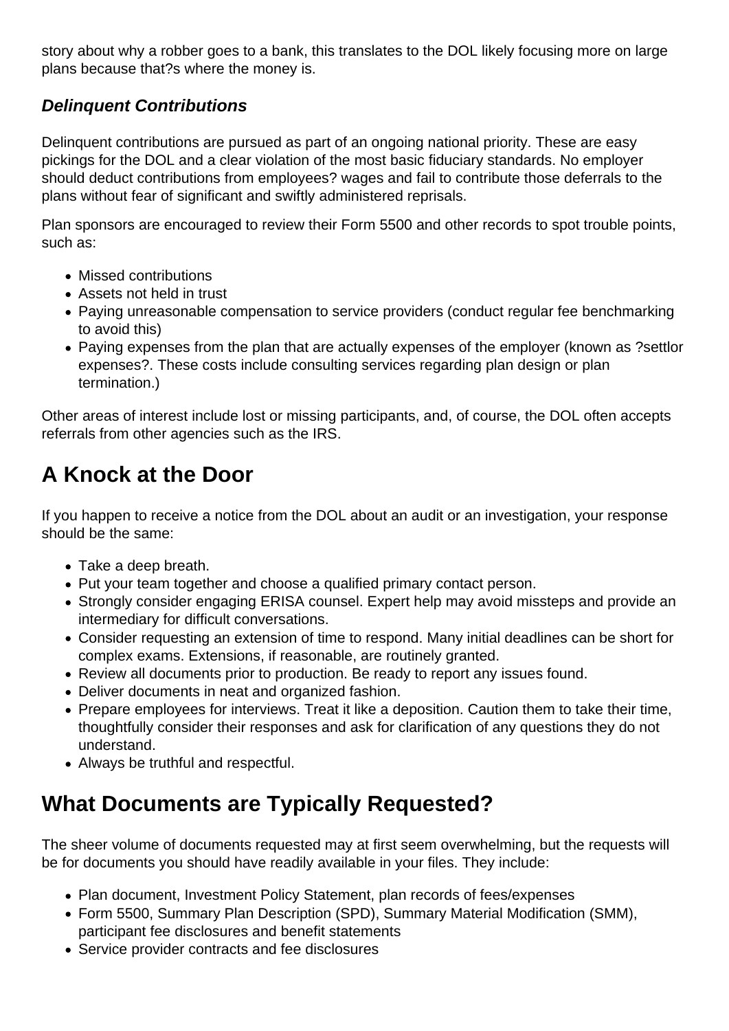story about why a robber goes to a bank, this translates to the DOL likely focusing more on large plans because that?s where the money is.

### *Delinquent Contributions*

Delinquent contributions are pursued as part of an ongoing national priority. These are easy pickings for the DOL and a clear violation of the most basic fiduciary standards. No employer should deduct contributions from employees? wages and fail to contribute those deferrals to the plans without fear of significant and swiftly administered reprisals.

Plan sponsors are encouraged to review their Form 5500 and other records to spot trouble points, such as:

- Missed contributions
- Assets not held in trust
- Paying unreasonable compensation to service providers (conduct regular fee benchmarking to avoid this)
- Paying expenses from the plan that are actually expenses of the employer (known as ?settlor expenses?. These costs include consulting services regarding plan design or plan termination.)

Other areas of interest include lost or missing participants, and, of course, the DOL often accepts referrals from other agencies such as the IRS.

## A Knock at the Door

If you happen to receive a notice from the DOL about an audit or an investigation, your response should be the same:

- Take a deep breath.
- Put your team together and choose a qualified primary contact person.
- Strongly consider engaging ERISA counsel. Expert help may avoid missteps and provide an intermediary for difficult conversations.
- Consider requesting an extension of time to respond. Many initial deadlines can be short for complex exams. Extensions, if reasonable, are routinely granted.
- Review all documents prior to production. Be ready to report any issues found.
- Deliver documents in neat and organized fashion.
- Prepare employees for interviews. Treat it like a deposition. Caution them to take their time, thoughtfully consider their responses and ask for clarification of any questions they do not understand.
- Always be truthful and respectful.

## What Documents are Typically Requested?

The sheer volume of documents requested may at first seem overwhelming, but the requests will be for documents you should have readily available in your files. They include:

- Plan document, Investment Policy Statement, plan records of fees/expenses
- Form 5500, Summary Plan Description (SPD), Summary Material Modification (SMM), participant fee disclosures and benefit statements
- Service provider contracts and fee disclosures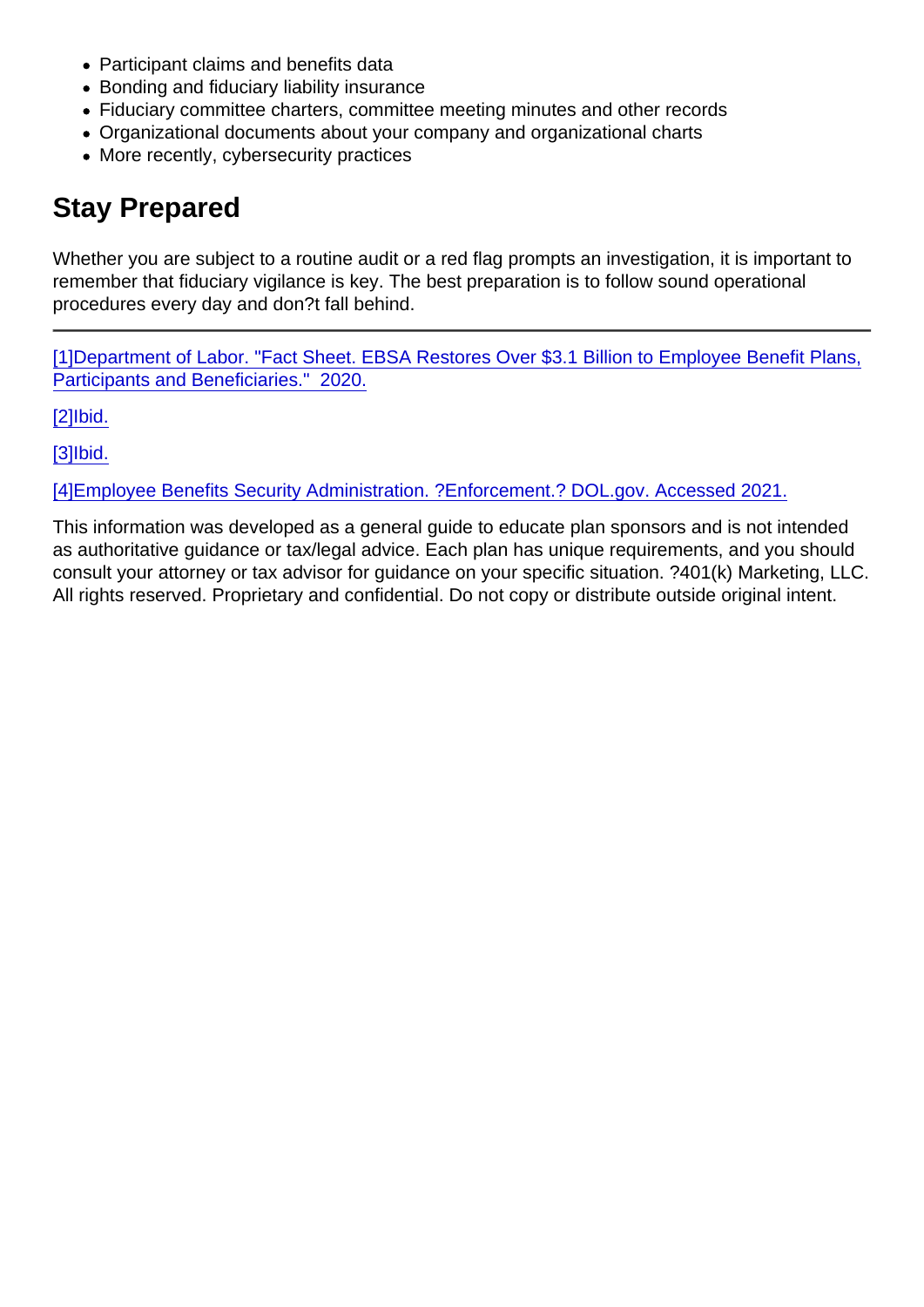- Participant claims and benefits data
- Bonding and fiduciary liability insurance
- Fiduciary committee charters, committee meeting minutes and other records
- Organizational documents about your company and organizational charts
- More recently, cybersecurity practices

## Stay Prepared

Whether you are subject to a routine audit or a red flag prompts an investigation, it is important to remember that fiduciary vigilance is key. The best preparation is to follow sound operational procedures every day and don?t fall behind.

---

[1]Department of Labor. "Fact Sheet. EBSA Restores Over $3.1 Billion to Employee Benefit Plans, Participants and Beneficiaries." 2020.

[2]Ibid.

[3]Ibid.

[4]Employee Benefits Security Administration. ?Enforcement.? DOL.gov. Accessed 2021.

This information was developed as a general guide to educate plan sponsors and is not intended as authoritative guidance or tax/legal advice. Each plan has unique requirements, and you should consult your attorney or tax advisor for guidance on your specific situation. ?401(k) Marketing, LLC. All rights reserved. Proprietary and confidential. Do not copy or distribute outside original intent.